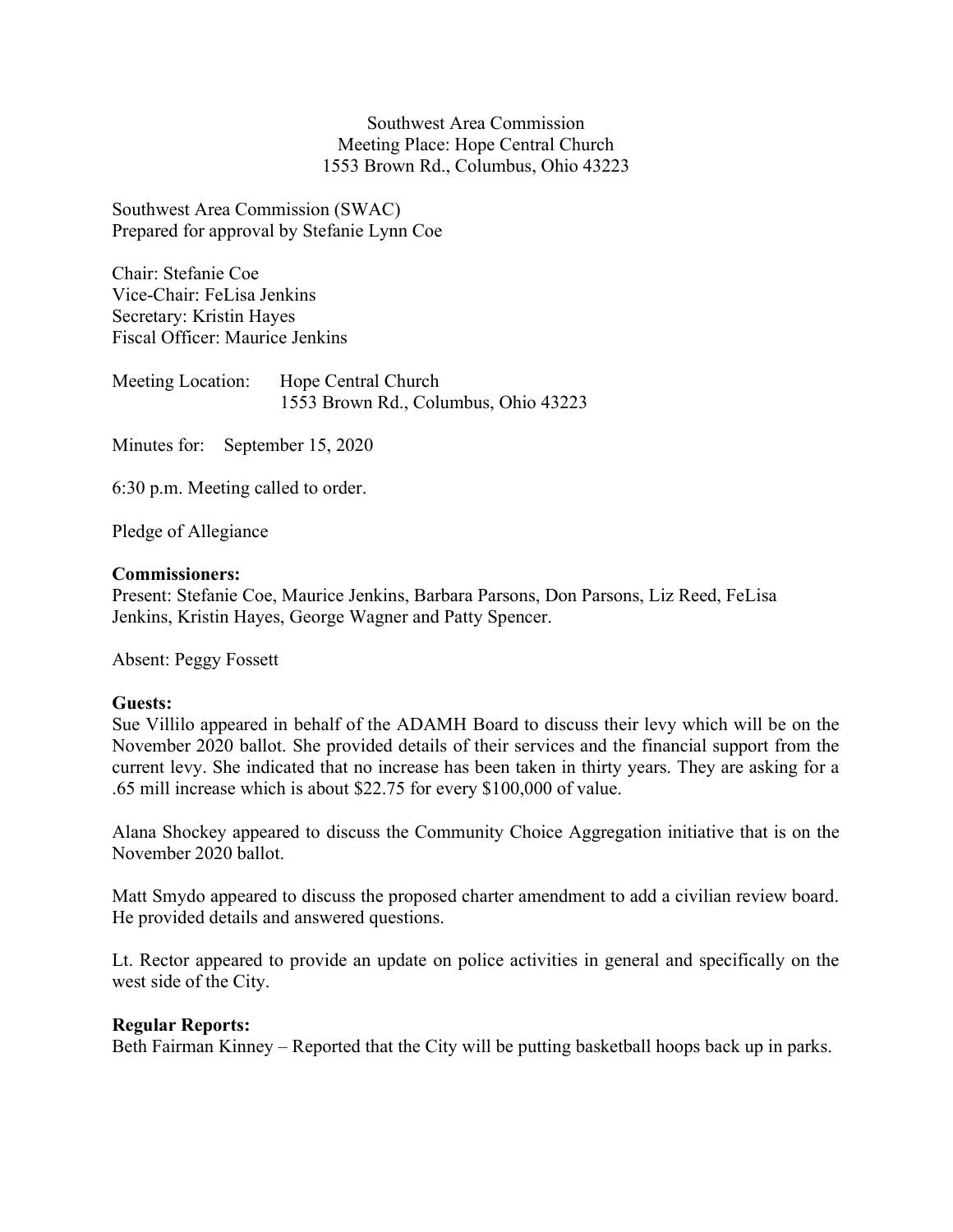Southwest Area Commission
Meeting Place: Hope Central Church
1553 Brown Rd., Columbus, Ohio 43223

Southwest Area Commission (SWAC)
Prepared for approval by Stefanie Lynn Coe

Chair: Stefanie Coe
Vice-Chair: FeLisa Jenkins
Secretary: Kristin Hayes
Fiscal Officer: Maurice Jenkins

Meeting Location: Hope Central Church
1553 Brown Rd., Columbus, Ohio 43223

Minutes for: September 15, 2020

6:30 p.m. Meeting called to order.

Pledge of Allegiance

**Commissioners:**
Present: Stefanie Coe, Maurice Jenkins, Barbara Parsons, Don Parsons, Liz Reed, FeLisa Jenkins, Kristin Hayes, George Wagner and Patty Spencer.

Absent: Peggy Fossett

**Guests:**
Sue Villilo appeared in behalf of the ADAMH Board to discuss their levy which will be on the November 2020 ballot. She provided details of their services and the financial support from the current levy. She indicated that no increase has been taken in thirty years. They are asking for a .65 mill increase which is about $22.75 for every $100,000 of value.

Alana Shockey appeared to discuss the Community Choice Aggregation initiative that is on the November 2020 ballot.

Matt Smydo appeared to discuss the proposed charter amendment to add a civilian review board. He provided details and answered questions.

Lt. Rector appeared to provide an update on police activities in general and specifically on the west side of the City.

**Regular Reports:**
Beth Fairman Kinney – Reported that the City will be putting basketball hoops back up in parks.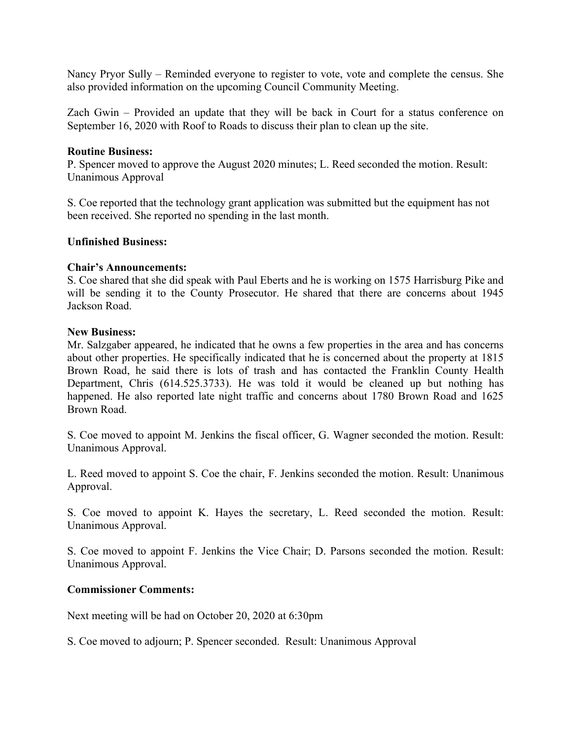Nancy Pryor Sully – Reminded everyone to register to vote, vote and complete the census. She also provided information on the upcoming Council Community Meeting.

Zach Gwin – Provided an update that they will be back in Court for a status conference on September 16, 2020 with Roof to Roads to discuss their plan to clean up the site.

**Routine Business:**
P. Spencer moved to approve the August 2020 minutes; L. Reed seconded the motion. Result: Unanimous Approval

S. Coe reported that the technology grant application was submitted but the equipment has not been received. She reported no spending in the last month.

**Unfinished Business:**

**Chair's Announcements:**
S. Coe shared that she did speak with Paul Eberts and he is working on 1575 Harrisburg Pike and will be sending it to the County Prosecutor. He shared that there are concerns about 1945 Jackson Road.

**New Business:**
Mr. Salzgaber appeared, he indicated that he owns a few properties in the area and has concerns about other properties. He specifically indicated that he is concerned about the property at 1815 Brown Road, he said there is lots of trash and has contacted the Franklin County Health Department, Chris (614.525.3733). He was told it would be cleaned up but nothing has happened. He also reported late night traffic and concerns about 1780 Brown Road and 1625 Brown Road.

S. Coe moved to appoint M. Jenkins the fiscal officer, G. Wagner seconded the motion. Result: Unanimous Approval.

L. Reed moved to appoint S. Coe the chair, F. Jenkins seconded the motion. Result: Unanimous Approval.

S. Coe moved to appoint K. Hayes the secretary, L. Reed seconded the motion. Result: Unanimous Approval.

S. Coe moved to appoint F. Jenkins the Vice Chair; D. Parsons seconded the motion. Result: Unanimous Approval.

**Commissioner Comments:**

Next meeting will be had on October 20, 2020 at 6:30pm

S. Coe moved to adjourn; P. Spencer seconded. Result: Unanimous Approval